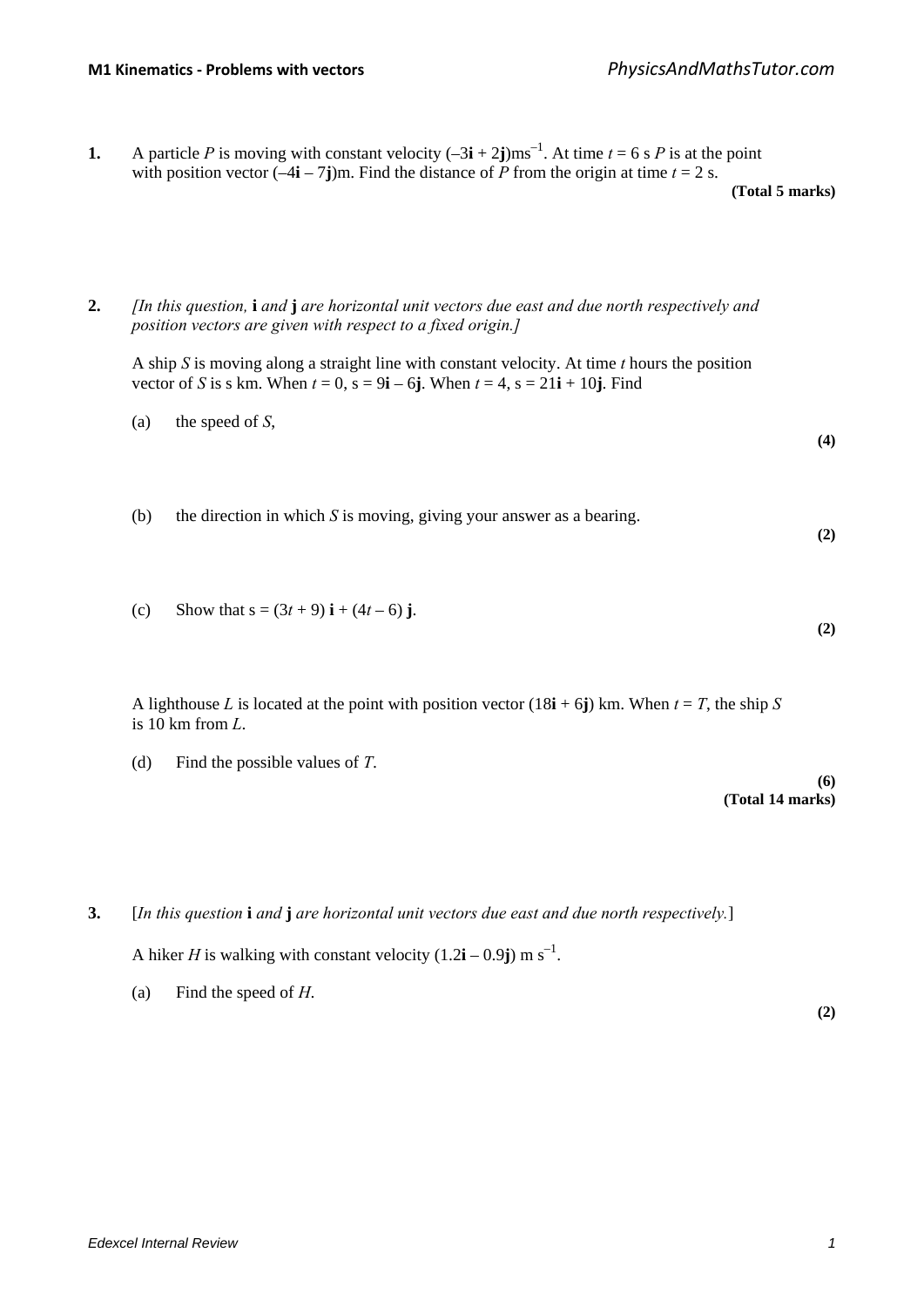**1.** A particle $P$ is moving with constant velocity $(-3\mathbf{i} + 2\mathbf{j})\text{ms}^{-1}$. At time $t = 6$ s $P$ is at the point with position vector $(-4\mathbf{i} - 7\mathbf{j})$m. Find the distance of $P$ from the origin at time $t = 2$ s.

**(Total 5 marks)**

**2.** *[In this question,* $\mathbf{i}$ *and* $\mathbf{j}$ *are horizontal unit vectors due east and due north respectively and position vectors are given with respect to a fixed origin.]*

A ship $S$ is moving along a straight line with constant velocity. At time $t$ hours the position vector of $S$ is s km. When $t = 0$, s = $9\mathbf{i} - 6\mathbf{j}$. When $t = 4$, s = $21\mathbf{i} + 10\mathbf{j}$. Find

(a) the speed of $S$,

**(4)**

(b) the direction in which $S$ is moving, giving your answer as a bearing.

**(2)**

(c) Show that s = $(3t + 9)\,\mathbf{i} + (4t - 6)\,\mathbf{j}$.

**(2)**

A lighthouse $L$ is located at the point with position vector $(18\mathbf{i} + 6\mathbf{j})$ km. When $t = T$, the ship $S$ is 10 km from $L$.

(d) Find the possible values of $T$.

**(6)**

**(Total 14 marks)**

**3.** [*In this question* $\mathbf{i}$ *and* $\mathbf{j}$ *are horizontal unit vectors due east and due north respectively.*]

A hiker $H$ is walking with constant velocity $(1.2\mathbf{i} - 0.9\mathbf{j})$ m s$^{-1}$.

(a) Find the speed of $H$.

**(2)**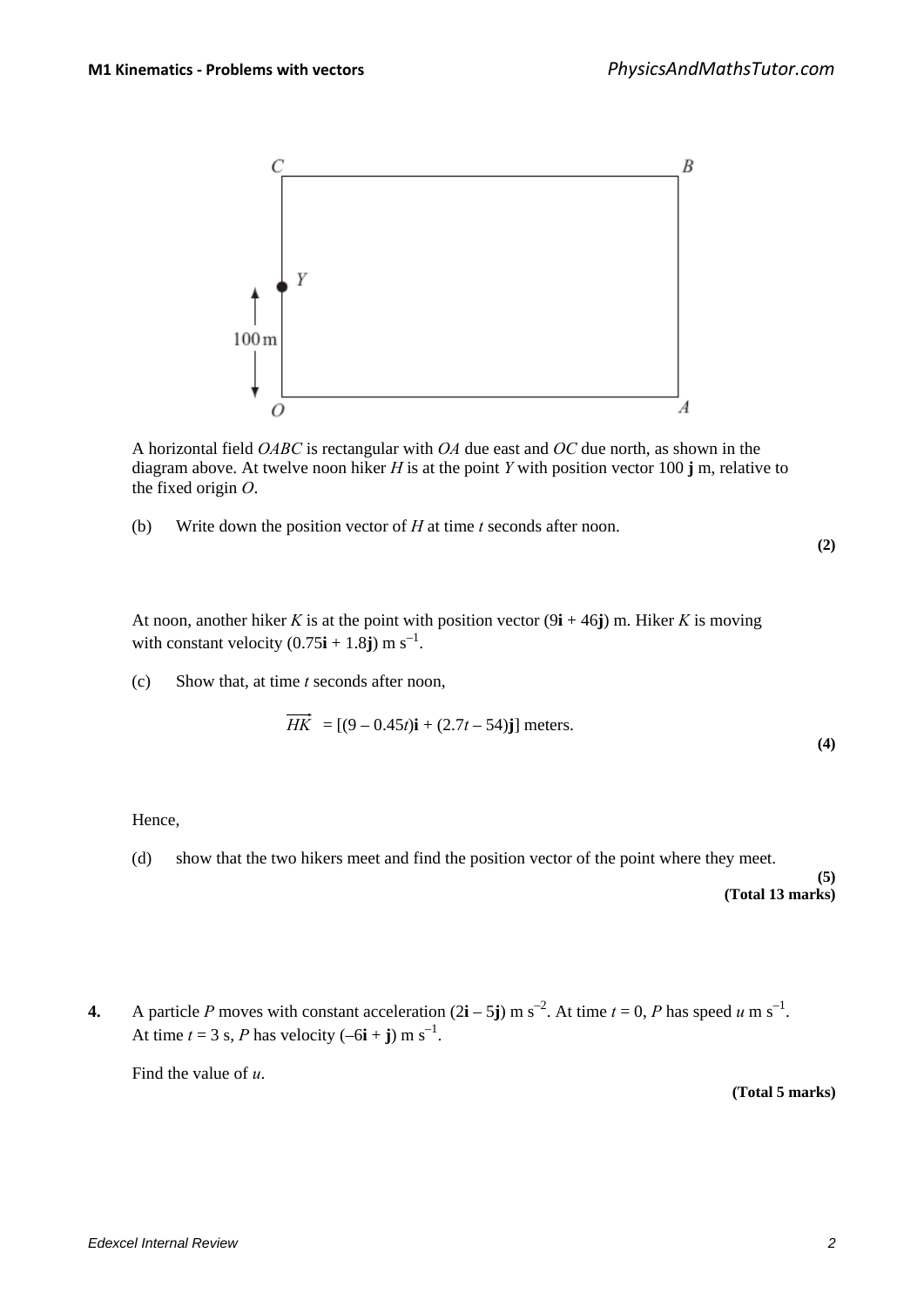A horizontal field *OABC* is rectangular with *OA* due east and *OC* due north, as shown in the diagram above. At twelve noon hiker *H* is at the point *Y* with position vector 100 **j** m, relative to the fixed origin *O*.

(b) Write down the position vector of *H* at time *t* seconds after noon.

**(2)**

At noon, another hiker *K* is at the point with position vector (9**i** + 46**j**) m. Hiker *K* is moving with constant velocity (0.75**i** + 1.8**j**) m s$^{-1}$.

(c) Show that, at time *t* seconds after noon,

$$\overrightarrow{HK} = [(9 - 0.45t)\mathbf{i} + (2.7t - 54)\mathbf{j}] \text{ meters.}$$

**(4)**

Hence,

(d) show that the two hikers meet and find the position vector of the point where they meet.

**(5)**

**(Total 13 marks)**

**4.** A particle *P* moves with constant acceleration (2**i** – 5**j**) m s$^{-2}$. At time $t = 0$, *P* has speed *u* m s$^{-1}$. At time $t = 3$ s, *P* has velocity (–6**i** + **j**) m s$^{-1}$.

Find the value of *u*.

**(Total 5 marks)**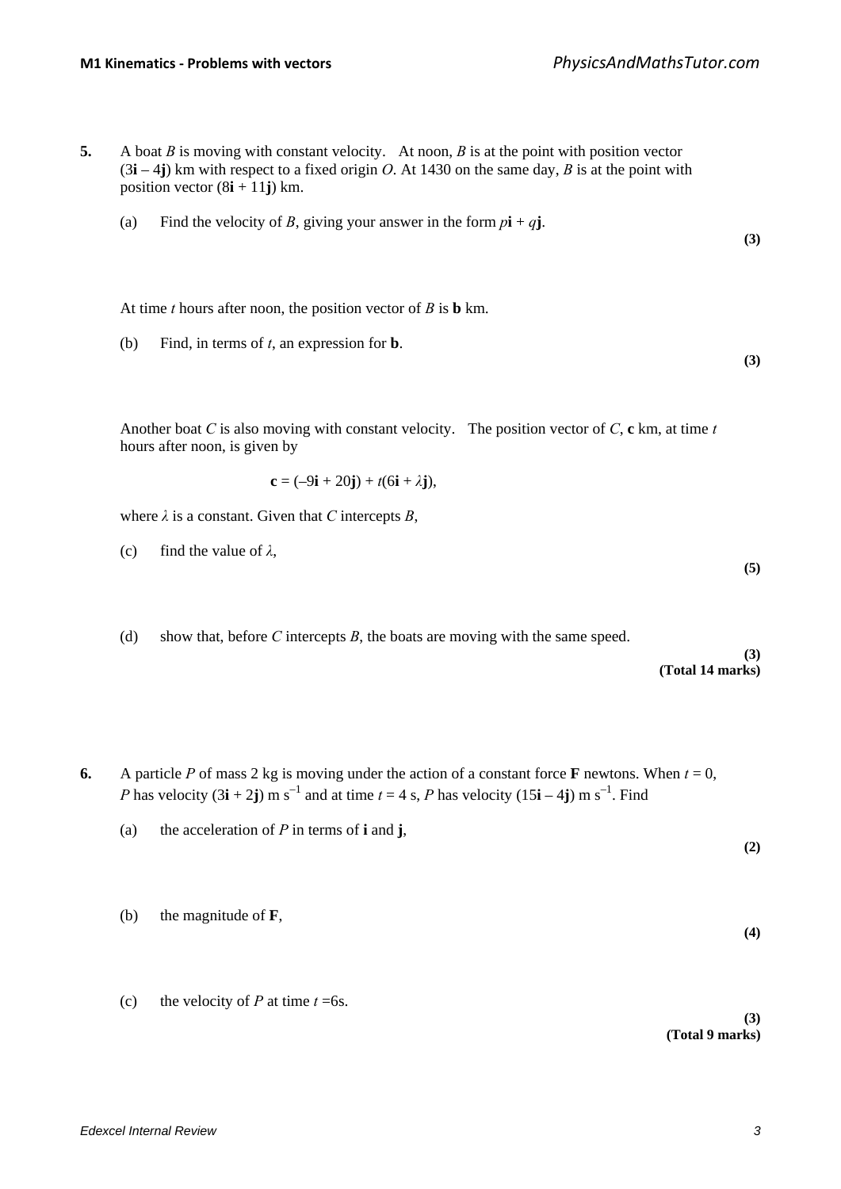**5.** A boat $B$ is moving with constant velocity. At noon, $B$ is at the point with position vector $(3\mathbf{i} - 4\mathbf{j})$ km with respect to a fixed origin $O$. At 1430 on the same day, $B$ is at the point with position vector $(8\mathbf{i} + 11\mathbf{j})$ km.

(a) Find the velocity of $B$, giving your answer in the form $p\mathbf{i} + q\mathbf{j}$.

**(3)**

At time $t$ hours after noon, the position vector of $B$ is $\mathbf{b}$ km.

(b) Find, in terms of $t$, an expression for $\mathbf{b}$.

**(3)**

Another boat $C$ is also moving with constant velocity. The position vector of $C$, $\mathbf{c}$ km, at time $t$ hours after noon, is given by

$$\mathbf{c} = (-9\mathbf{i} + 20\mathbf{j}) + t(6\mathbf{i} + \lambda\mathbf{j}),$$

where $\lambda$ is a constant. Given that $C$ intercepts $B$,

(c) find the value of $\lambda$,

**(5)**

(d) show that, before $C$ intercepts $B$, the boats are moving with the same speed.

**(3)**
**(Total 14 marks)**

**6.** A particle $P$ of mass 2 kg is moving under the action of a constant force $\mathbf{F}$ newtons. When $t = 0$, $P$ has velocity $(3\mathbf{i} + 2\mathbf{j})$ m s$^{-1}$ and at time $t = 4$ s, $P$ has velocity $(15\mathbf{i} - 4\mathbf{j})$ m s$^{-1}$. Find

(a) the acceleration of $P$ in terms of $\mathbf{i}$ and $\mathbf{j}$,

**(2)**

(b) the magnitude of $\mathbf{F}$,

**(4)**

(c) the velocity of $P$ at time $t$ =6s.

**(3)**
**(Total 9 marks)**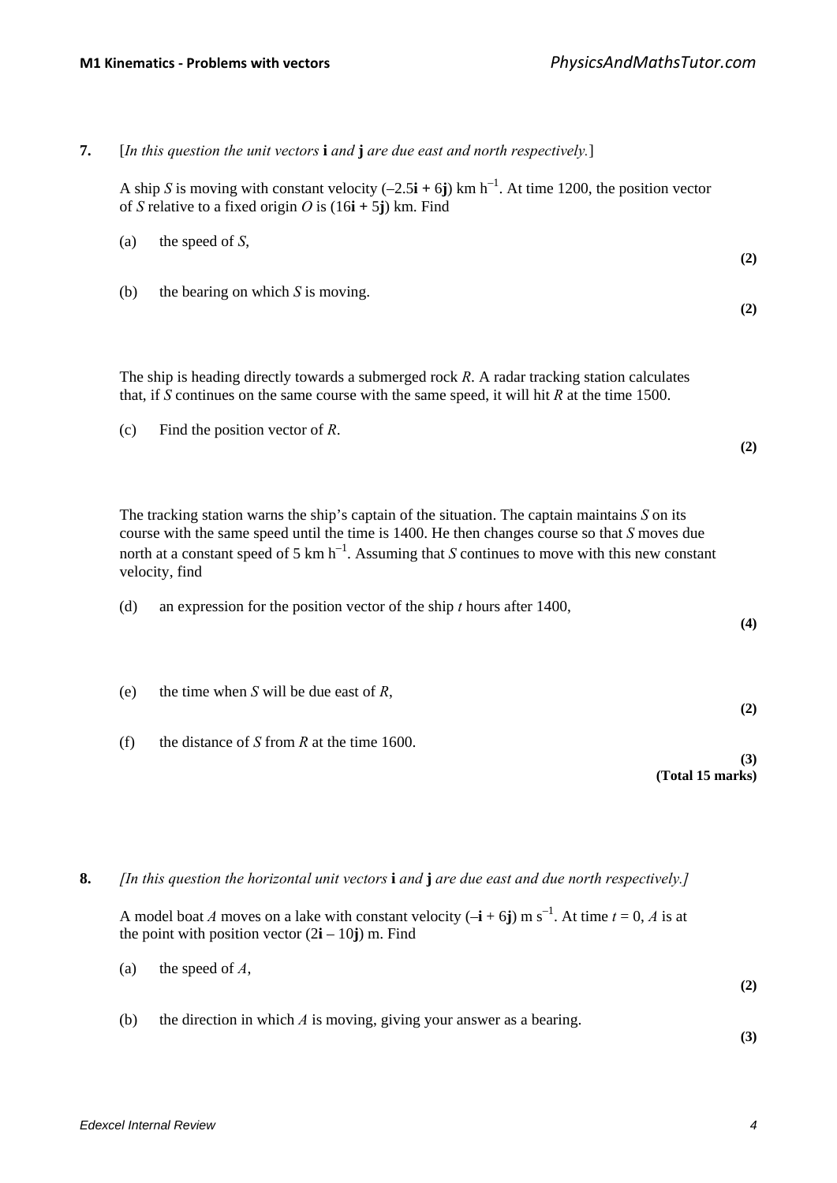**7.** [*In this question the unit vectors* **i** *and* **j** *are due east and north respectively.*]

A ship $S$ is moving with constant velocity $(-2.5\mathbf{i} + 6\mathbf{j})$ km h$^{-1}$. At time 1200, the position vector of $S$ relative to a fixed origin $O$ is $(16\mathbf{i} + 5\mathbf{j})$ km. Find

(a) the speed of $S$, **(2)**

(b) the bearing on which $S$ is moving. **(2)**

The ship is heading directly towards a submerged rock $R$. A radar tracking station calculates that, if $S$ continues on the same course with the same speed, it will hit $R$ at the time 1500.

(c) Find the position vector of $R$. **(2)**

The tracking station warns the ship's captain of the situation. The captain maintains $S$ on its course with the same speed until the time is 1400. He then changes course so that $S$ moves due north at a constant speed of 5 km h$^{-1}$. Assuming that $S$ continues to move with this new constant velocity, find

(d) an expression for the position vector of the ship $t$ hours after 1400, **(4)**

(e) the time when $S$ will be due east of $R$, **(2)**

(f) the distance of $S$ from $R$ at the time 1600. **(3)**

**(Total 15 marks)**

**8.** *[In this question the horizontal unit vectors* **i** *and* **j** *are due east and due north respectively.]*

A model boat $A$ moves on a lake with constant velocity $(-\mathbf{i} + 6\mathbf{j})$ m s$^{-1}$. At time $t = 0$, $A$ is at the point with position vector $(2\mathbf{i} - 10\mathbf{j})$ m. Find

(a) the speed of $A$, **(2)**

(b) the direction in which $A$ is moving, giving your answer as a bearing. **(3)**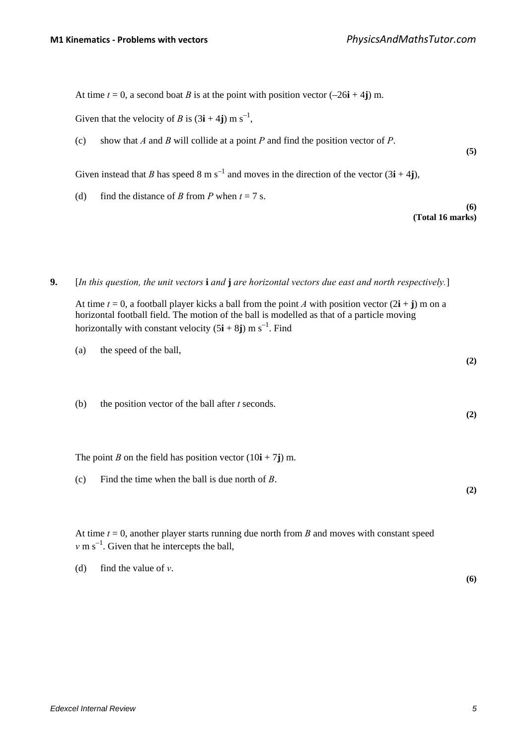At time $t = 0$, a second boat $B$ is at the point with position vector $(-26\mathbf{i} + 4\mathbf{j})$ m.

Given that the velocity of $B$ is $(3\mathbf{i} + 4\mathbf{j})$ m s$^{-1}$,

(c) show that $A$ and $B$ will collide at a point $P$ and find the position vector of $P$.

**(5)**

Given instead that $B$ has speed 8 m s$^{-1}$ and moves in the direction of the vector $(3\mathbf{i} + 4\mathbf{j})$,

(d) find the distance of $B$ from $P$ when $t = 7$ s.

**(6)**
**(Total 16 marks)**

**9.** [*In this question, the unit vectors* $\mathbf{i}$ *and* $\mathbf{j}$ *are horizontal vectors due east and north respectively.*]

At time $t = 0$, a football player kicks a ball from the point $A$ with position vector $(2\mathbf{i} + \mathbf{j})$ m on a horizontal football field. The motion of the ball is modelled as that of a particle moving horizontally with constant velocity $(5\mathbf{i} + 8\mathbf{j})$ m s$^{-1}$. Find

(a) the speed of the ball,

**(2)**

(b) the position vector of the ball after $t$ seconds.

**(2)**

The point $B$ on the field has position vector $(10\mathbf{i} + 7\mathbf{j})$ m.

(c) Find the time when the ball is due north of $B$.

**(2)**

At time $t = 0$, another player starts running due north from $B$ and moves with constant speed $v$ m s$^{-1}$. Given that he intercepts the ball,

(d) find the value of $v$.

**(6)**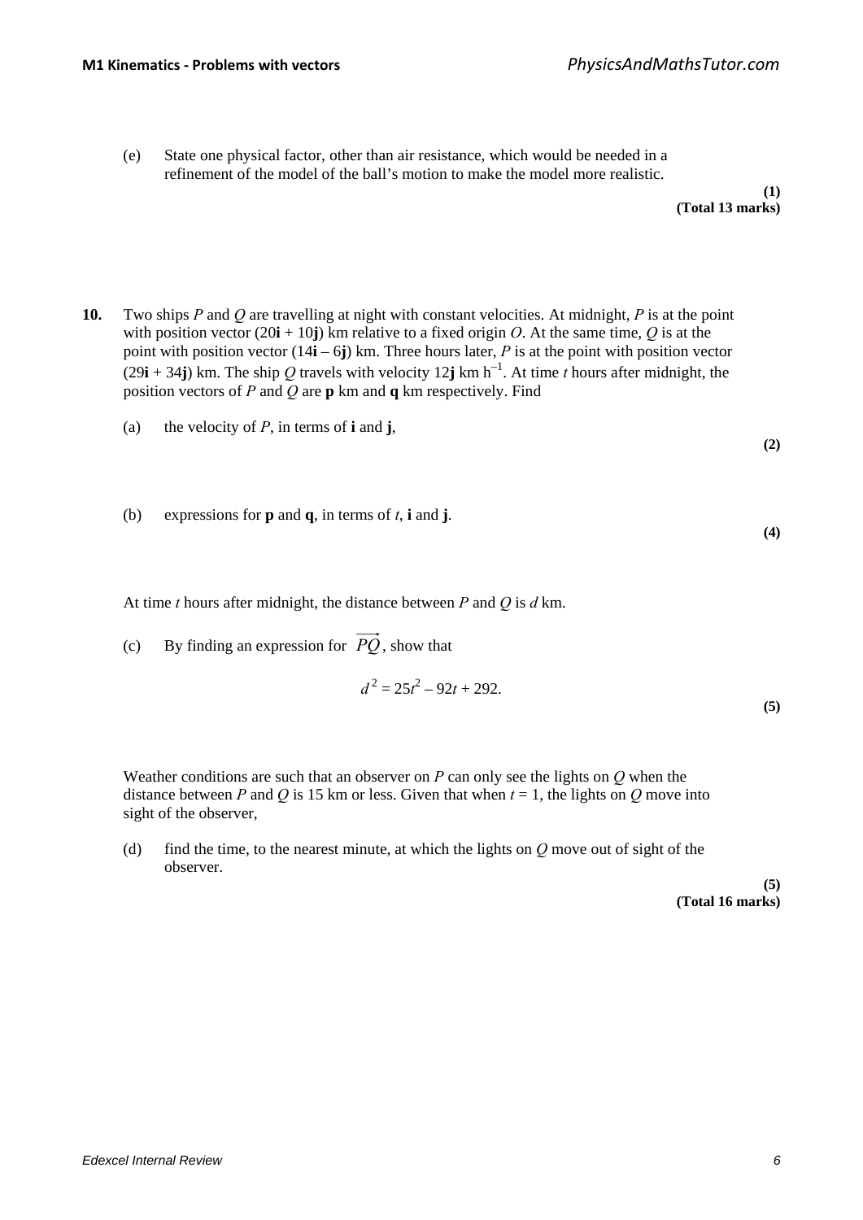(e) State one physical factor, other than air resistance, which would be needed in a refinement of the model of the ball's motion to make the model more realistic.

**(1)**
**(Total 13 marks)**

**10.** Two ships $P$ and $Q$ are travelling at night with constant velocities. At midnight, $P$ is at the point with position vector $(20\mathbf{i} + 10\mathbf{j})$ km relative to a fixed origin $O$. At the same time, $Q$ is at the point with position vector $(14\mathbf{i} - 6\mathbf{j})$ km. Three hours later, $P$ is at the point with position vector $(29\mathbf{i} + 34\mathbf{j})$ km. The ship $Q$ travels with velocity $12\mathbf{j}$ km h$^{-1}$. At time $t$ hours after midnight, the position vectors of $P$ and $Q$ are $\mathbf{p}$ km and $\mathbf{q}$ km respectively. Find

(a) the velocity of $P$, in terms of $\mathbf{i}$ and $\mathbf{j}$,

**(2)**

(b) expressions for $\mathbf{p}$ and $\mathbf{q}$, in terms of $t$, $\mathbf{i}$ and $\mathbf{j}$.

**(4)**

At time $t$ hours after midnight, the distance between $P$ and $Q$ is $d$ km.

(c) By finding an expression for $\overrightarrow{PQ}$, show that

$$d^2 = 25t^2 - 92t + 292.$$

**(5)**

Weather conditions are such that an observer on $P$ can only see the lights on $Q$ when the distance between $P$ and $Q$ is 15 km or less. Given that when $t = 1$, the lights on $Q$ move into sight of the observer,

(d) find the time, to the nearest minute, at which the lights on $Q$ move out of sight of the observer.

**(5)**
**(Total 16 marks)**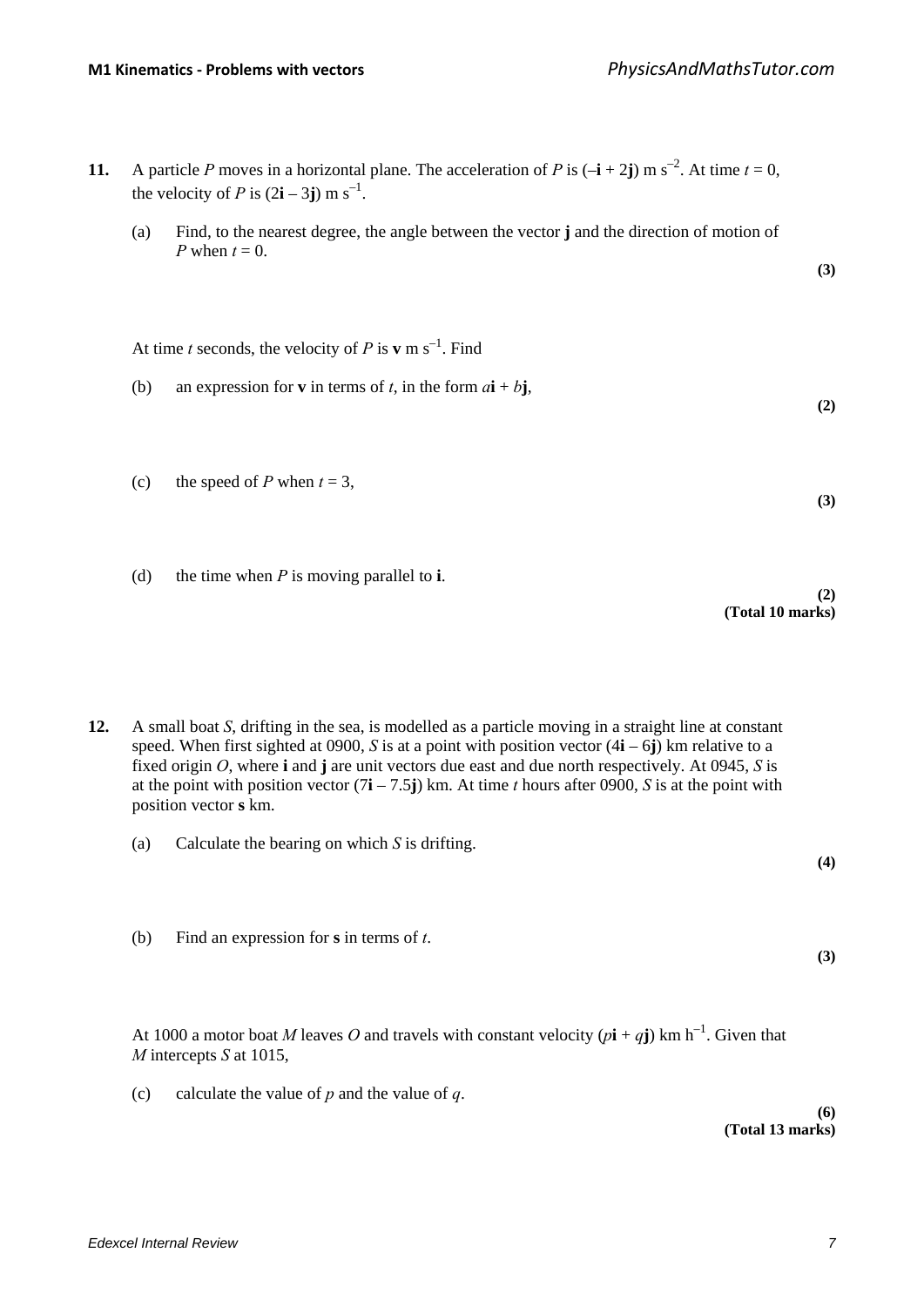**11.** A particle $P$ moves in a horizontal plane. The acceleration of $P$ is $(-\mathbf{i} + 2\mathbf{j})$ m s$^{-2}$. At time $t = 0$, the velocity of $P$ is $(2\mathbf{i} - 3\mathbf{j})$ m s$^{-1}$.

(a) Find, to the nearest degree, the angle between the vector $\mathbf{j}$ and the direction of motion of $P$ when $t = 0$.

**(3)**

At time $t$ seconds, the velocity of $P$ is $\mathbf{v}$ m s$^{-1}$. Find

(b) an expression for $\mathbf{v}$ in terms of $t$, in the form $a\mathbf{i} + b\mathbf{j}$,

**(2)**

(c) the speed of $P$ when $t = 3$,

**(3)**

(d) the time when $P$ is moving parallel to $\mathbf{i}$.

**(2)**
**(Total 10 marks)**

**12.** A small boat $S$, drifting in the sea, is modelled as a particle moving in a straight line at constant speed. When first sighted at 0900, $S$ is at a point with position vector $(4\mathbf{i} - 6\mathbf{j})$ km relative to a fixed origin $O$, where $\mathbf{i}$ and $\mathbf{j}$ are unit vectors due east and due north respectively. At 0945, $S$ is at the point with position vector $(7\mathbf{i} - 7.5\mathbf{j})$ km. At time $t$ hours after 0900, $S$ is at the point with position vector $\mathbf{s}$ km.

(a) Calculate the bearing on which $S$ is drifting.

**(4)**

(b) Find an expression for $\mathbf{s}$ in terms of $t$.

**(3)**

At 1000 a motor boat $M$ leaves $O$ and travels with constant velocity $(p\mathbf{i} + q\mathbf{j})$ km h$^{-1}$. Given that $M$ intercepts $S$ at 1015,

(c) calculate the value of $p$ and the value of $q$.

**(6)**
**(Total 13 marks)**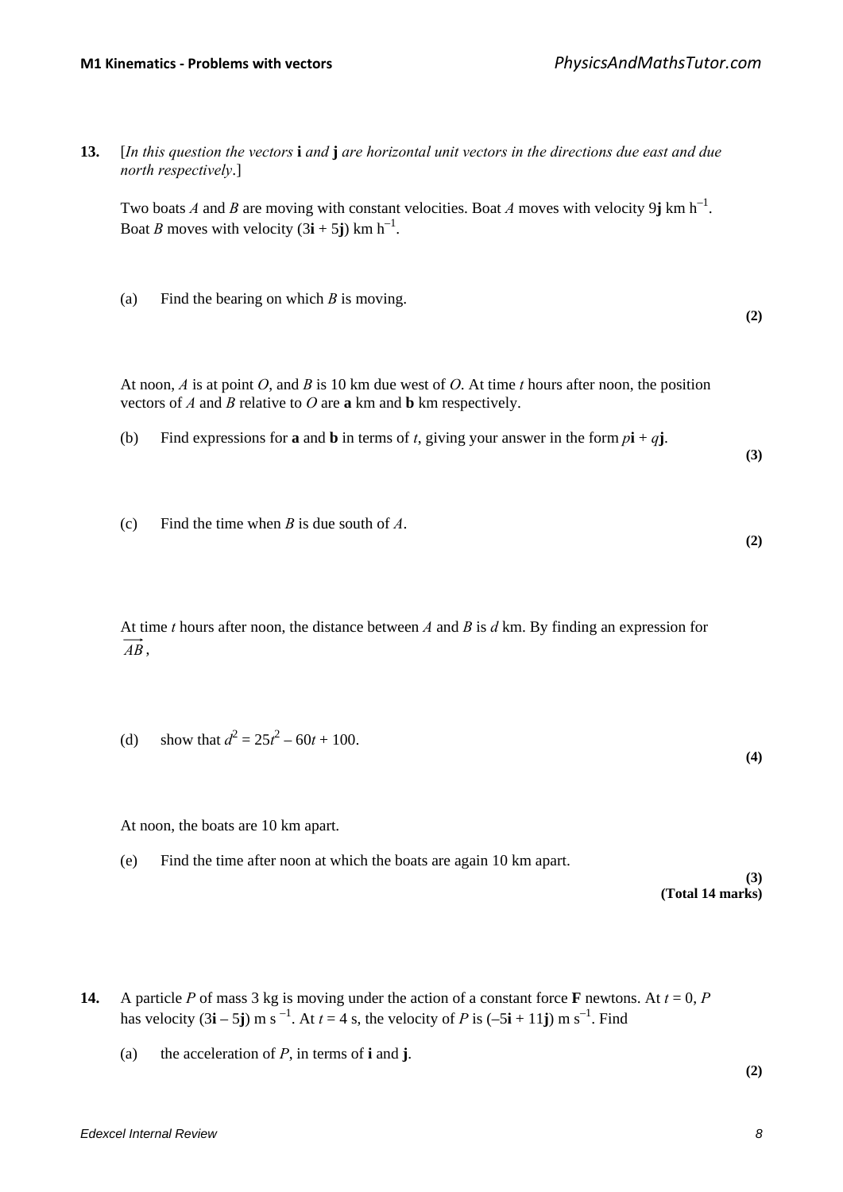**13.** [*In this question the vectors* **i** *and* **j** *are horizontal unit vectors in the directions due east and due north respectively*.]

Two boats $A$ and $B$ are moving with constant velocities. Boat $A$ moves with velocity $9\mathbf{j}$ km h$^{-1}$. Boat $B$ moves with velocity $(3\mathbf{i} + 5\mathbf{j})$ km h$^{-1}$.

(a) Find the bearing on which $B$ is moving.

**(2)**

At noon, $A$ is at point $O$, and $B$ is 10 km due west of $O$. At time $t$ hours after noon, the position vectors of $A$ and $B$ relative to $O$ are **a** km and **b** km respectively.

(b) Find expressions for **a** and **b** in terms of $t$, giving your answer in the form $p\mathbf{i} + q\mathbf{j}$.

**(3)**

(c) Find the time when $B$ is due south of $A$.

**(2)**

At time $t$ hours after noon, the distance between $A$ and $B$ is $d$ km. By finding an expression for $\overrightarrow{AB}$,

(d) show that $d^2 = 25t^2 - 60t + 100$.

**(4)**

At noon, the boats are 10 km apart.

(e) Find the time after noon at which the boats are again 10 km apart.

**(3)**
**(Total 14 marks)**

**14.** A particle $P$ of mass 3 kg is moving under the action of a constant force **F** newtons. At $t = 0$, $P$ has velocity $(3\mathbf{i} - 5\mathbf{j})$ m s$^{-1}$. At $t = 4$ s, the velocity of $P$ is $(-5\mathbf{i} + 11\mathbf{j})$ m s$^{-1}$. Find

(a) the acceleration of $P$, in terms of **i** and **j**.

**(2)**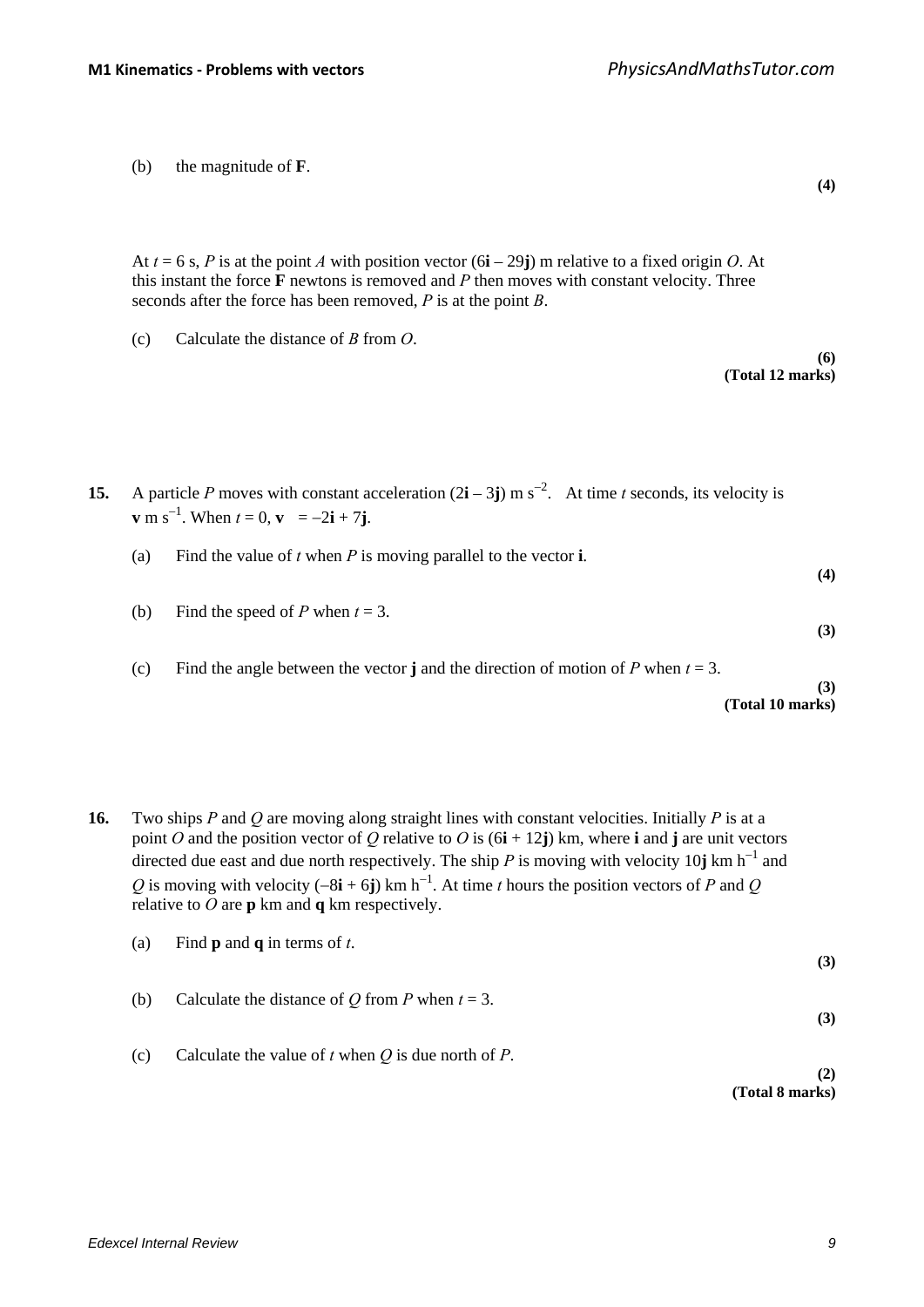(b) the magnitude of **F**.

**(4)**

At $t = 6$ s, $P$ is at the point $A$ with position vector $(6\mathbf{i} - 29\mathbf{j})$ m relative to a fixed origin $O$. At this instant the force **F** newtons is removed and $P$ then moves with constant velocity. Three seconds after the force has been removed, $P$ is at the point $B$.

(c) Calculate the distance of $B$ from $O$.

**(6)**
**(Total 12 marks)**

**15.** A particle $P$ moves with constant acceleration $(2\mathbf{i} - 3\mathbf{j})$ m s$^{-2}$. At time $t$ seconds, its velocity is $\mathbf{v}$ m s$^{-1}$. When $t = 0$, $\mathbf{v} = -2\mathbf{i} + 7\mathbf{j}$.

(a) Find the value of $t$ when $P$ is moving parallel to the vector $\mathbf{i}$.

**(4)**

(b) Find the speed of $P$ when $t = 3$.

**(3)**

(c) Find the angle between the vector $\mathbf{j}$ and the direction of motion of $P$ when $t = 3$.

**(3)**
**(Total 10 marks)**

**16.** Two ships $P$ and $Q$ are moving along straight lines with constant velocities. Initially $P$ is at a point $O$ and the position vector of $Q$ relative to $O$ is $(6\mathbf{i} + 12\mathbf{j})$ km, where $\mathbf{i}$ and $\mathbf{j}$ are unit vectors directed due east and due north respectively. The ship $P$ is moving with velocity $10\mathbf{j}$ km h$^{-1}$ and $Q$ is moving with velocity $(-8\mathbf{i} + 6\mathbf{j})$ km h$^{-1}$. At time $t$ hours the position vectors of $P$ and $Q$ relative to $O$ are $\mathbf{p}$ km and $\mathbf{q}$ km respectively.

(a) Find $\mathbf{p}$ and $\mathbf{q}$ in terms of $t$.

**(3)**

(b) Calculate the distance of $Q$ from $P$ when $t = 3$.

**(3)**

(c) Calculate the value of $t$ when $Q$ is due north of $P$.

**(2)**
**(Total 8 marks)**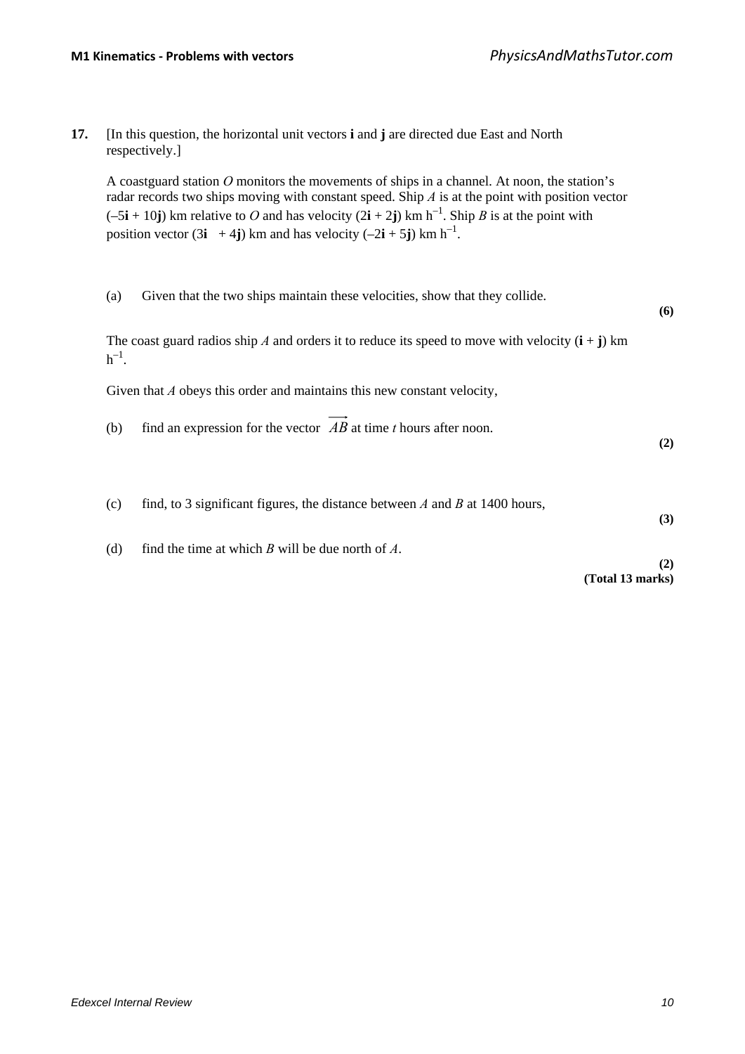**17.** [In this question, the horizontal unit vectors **i** and **j** are directed due East and North respectively.]

A coastguard station $O$ monitors the movements of ships in a channel. At noon, the station's radar records two ships moving with constant speed. Ship $A$ is at the point with position vector $(-5\mathbf{i} + 10\mathbf{j})$ km relative to $O$ and has velocity $(2\mathbf{i} + 2\mathbf{j})$ km h$^{-1}$. Ship $B$ is at the point with position vector $(3\mathbf{i} + 4\mathbf{j})$ km and has velocity $(-2\mathbf{i} + 5\mathbf{j})$ km h$^{-1}$.

(a) Given that the two ships maintain these velocities, show that they collide.

**(6)**

The coast guard radios ship $A$ and orders it to reduce its speed to move with velocity $(\mathbf{i} + \mathbf{j})$ km h$^{-1}$.

Given that $A$ obeys this order and maintains this new constant velocity,

(b) find an expression for the vector $\overrightarrow{AB}$ at time $t$ hours after noon.

**(2)**

(c) find, to 3 significant figures, the distance between $A$ and $B$ at 1400 hours,

**(3)**

(d) find the time at which $B$ will be due north of $A$.

**(2)**

**(Total 13 marks)**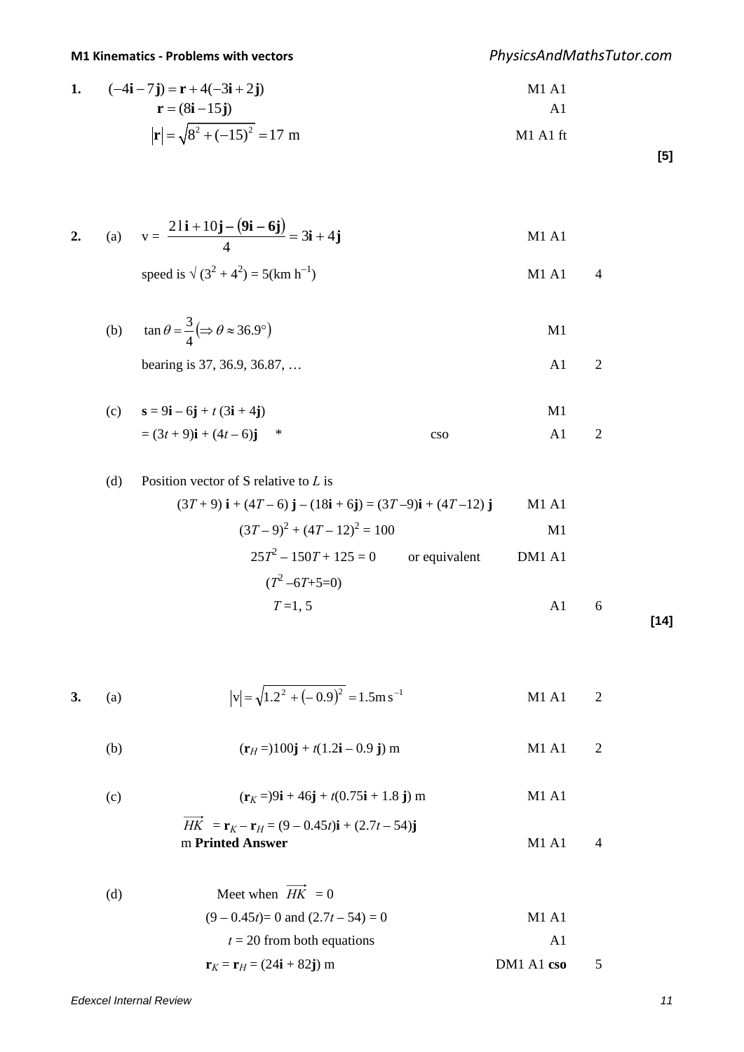**1.** $(-4\mathbf{i} - 7\mathbf{j}) = \mathbf{r} + 4(-3\mathbf{i} + 2\mathbf{j})$ M1 A1

$\mathbf{r} = (8\mathbf{i} - 15\mathbf{j})$ A1

$|\mathbf{r}| = \sqrt{8^2 + (-15)^2} = 17$ m M1 A1 ft

**[5]**

**2.** (a) $v = \dfrac{21\mathbf{i} + 10\mathbf{j} - (9\mathbf{i} - 6\mathbf{j})}{4} = 3\mathbf{i} + 4\mathbf{j}$ M1 A1

speed is $\sqrt{(3^2 + 4^2)} = 5(\text{km h}^{-1})$ M1 A1 4

(b) $\tan\theta = \dfrac{3}{4} (\Rightarrow \theta \approx 36.9°)$ M1

bearing is 37, 36.9, 36.87, … A1 2

(c) $\mathbf{s} = 9\mathbf{i} - 6\mathbf{j} + t(3\mathbf{i} + 4\mathbf{j})$ M1

$= (3t + 9)\mathbf{i} + (4t - 6)\mathbf{j}$ * cso A1 2

(d) Position vector of S relative to $L$ is

$(3T + 9)\mathbf{i} + (4T - 6)\mathbf{j} - (18\mathbf{i} + 6\mathbf{j}) = (3T - 9)\mathbf{i} + (4T - 12)\mathbf{j}$ M1 A1

$(3T - 9)^2 + (4T - 12)^2 = 100$ M1

$25T^2 - 150T + 125 = 0$ or equivalent DM1 A1

$(T^2 - 6T + 5 = 0)$

$T = 1, 5$ A1 6

**[14]**

**3.** (a) $|\mathbf{v}| = \sqrt{1.2^2 + (-0.9)^2} = 1.5 \text{m s}^{-1}$ M1 A1 2

(b) $(\mathbf{r}_H =) 100\mathbf{j} + t(1.2\mathbf{i} - 0.9\mathbf{j})$ m M1 A1 2

(c) $(\mathbf{r}_K =) 9\mathbf{i} + 46\mathbf{j} + t(0.75\mathbf{i} + 1.8\mathbf{j})$ m M1 A1

$\overrightarrow{HK} = \mathbf{r}_K - \mathbf{r}_H = (9 - 0.45t)\mathbf{i} + (2.7t - 54)\mathbf{j}$ m **Printed Answer** M1 A1 4

(d) Meet when $\overrightarrow{HK} = 0$

$(9 - 0.45t) = 0$ and $(2.7t - 54) = 0$ M1 A1

$t = 20$ from both equations A1

$\mathbf{r}_K = \mathbf{r}_H = (24\mathbf{i} + 82\mathbf{j})$ m DM1 A1 **cso** 5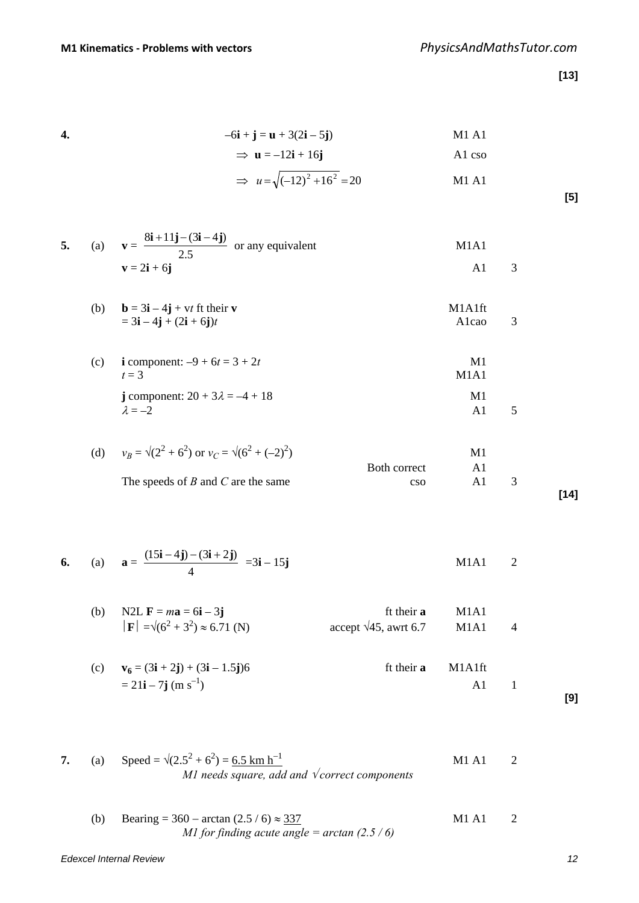**[13]**

**4.**

$$-6\mathbf{i} + \mathbf{j} = \mathbf{u} + 3(2\mathbf{i} - 5\mathbf{j})$$ M1 A1

$$\Rightarrow \mathbf{u} = -12\mathbf{i} + 16\mathbf{j}$$ A1 cso

$$\Rightarrow u = \sqrt{(-12)^2 + 16^2} = 20$$ M1 A1

**[5]**

**5.**

(a) $\mathbf{v} = \dfrac{8\mathbf{i} + 11\mathbf{j} - (3\mathbf{i} - 4\mathbf{j})}{2.5}$ or any equivalent — M1A1

$\mathbf{v} = 2\mathbf{i} + 6\mathbf{j}$ — A1 — 3

(b) $\mathbf{b} = 3\mathbf{i} - 4\mathbf{j} + \mathbf{v}t$ ft their $\mathbf{v}$ — M1A1ft

$= 3\mathbf{i} - 4\mathbf{j} + (2\mathbf{i} + 6\mathbf{j})t$ — A1cao — 3

(c) $\mathbf{i}$ component: $-9 + 6t = 3 + 2t$ — M1

$t = 3$ — M1A1

$\mathbf{j}$ component: $20 + 3\lambda = -4 + 18$ — M1

$\lambda = -2$ — A1 — 5

(d) $v_B = \sqrt{(2^2 + 6^2)}$ or $v_C = \sqrt{(6^2 + (-2)^2)}$ — M1

Both correct — A1

The speeds of $B$ and $C$ are the same — cso — A1 — 3

**[14]**

**6.**

(a) $\mathbf{a} = \dfrac{(15\mathbf{i} - 4\mathbf{j}) - (3\mathbf{i} + 2\mathbf{j})}{4} = 3\mathbf{i} - 15\mathbf{j}$ — M1A1 — 2

(b) N2L $\mathbf{F} = m\mathbf{a} = 6\mathbf{i} - 3\mathbf{j}$ — ft their $\mathbf{a}$ — M1A1

$|\mathbf{F}| = \sqrt{(6^2 + 3^2)} \approx 6.71$ (N) — accept $\sqrt{45}$, awrt 6.7 — M1A1 — 4

(c) $\mathbf{v_6} = (3\mathbf{i} + 2\mathbf{j}) + (3\mathbf{i} - 1.5\mathbf{j})6$ — ft their $\mathbf{a}$ — M1A1ft

$= 21\mathbf{i} - 7\mathbf{j}$ (m s$^{-1}$) — A1 — 1

**[9]**

**7.**

(a) Speed $= \sqrt{(2.5^2 + 6^2)} = \underline{6.5 \text{ km h}^{-1}}$ — M1 A1 — 2

*M1 needs square, add and $\sqrt{}$correct components*

(b) Bearing $= 360 - \arctan(2.5 / 6) \approx \underline{337}$ — M1 A1 — 2

*M1 for finding acute angle = arctan (2.5 / 6)*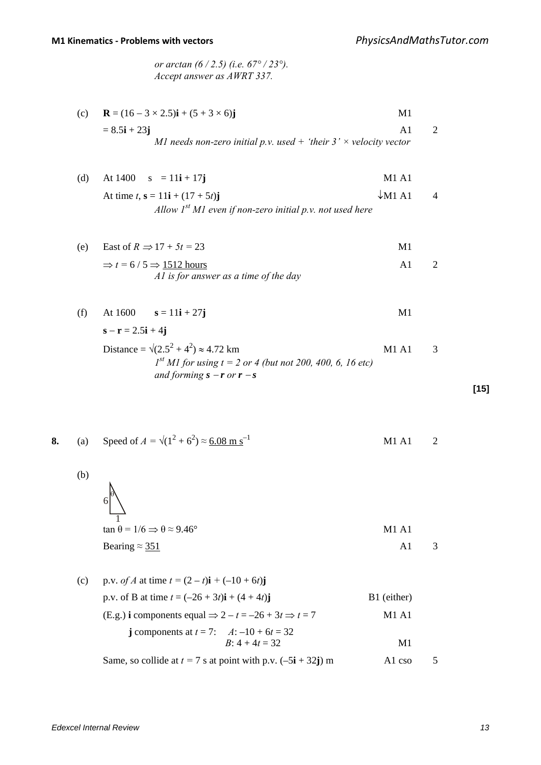*or arctan (6 / 2.5) (i.e. 67° / 23°).*
*Accept answer as AWRT 337.*

(c) $\mathbf{R} = (16 - 3 \times 2.5)\mathbf{i} + (5 + 3 \times 6)\mathbf{j}$ — M1

$= 8.5\mathbf{i} + 23\mathbf{j}$ — A1 — 2

*M1 needs non-zero initial p.v. used + 'their 3' × velocity vector*

(d) At 1400 $\mathbf{s} = 11\mathbf{i} + 17\mathbf{j}$ — M1 A1

At time $t$, $\mathbf{s} = 11\mathbf{i} + (17 + 5t)\mathbf{j}$ — ↓M1 A1 — 4

*Allow 1st M1 even if non-zero initial p.v. not used here*

(e) East of $R \Rightarrow 17 + 5t = 23$ — M1

$\Rightarrow t = 6 / 5 \Rightarrow$ 1512 hours — A1 — 2

*A1 is for answer as a time of the day*

(f) At 1600 $\mathbf{s} = 11\mathbf{i} + 27\mathbf{j}$ — M1

$\mathbf{s} - \mathbf{r} = 2.5\mathbf{i} + 4\mathbf{j}$

Distance $= \sqrt{(2.5^2 + 4^2)} \approx 4.72$ km — M1 A1 — 3

*1st M1 for using t = 2 or 4 (but not 200, 400, 6, 16 etc) and forming* $\mathbf{s} - \mathbf{r}$ *or* $\mathbf{r} - \mathbf{s}$

**[15]**

**8.** (a) Speed of $A = \sqrt{(1^2 + 6^2)} \approx$ 6.08 m s$^{-1}$ — M1 A1 — 2

(b) (Right-angled triangle with vertical side 6, horizontal side 1, angle $\theta$ at top)

$\tan \theta = 1/6 \Rightarrow \theta \approx 9.46°$ — M1 A1

Bearing ≈ 351 — A1 — 3

(c) p.v. *of A* at time $t = (2 - t)\mathbf{i} + (-10 + 6t)\mathbf{j}$

p.v. of B at time $t = (-26 + 3t)\mathbf{i} + (4 + 4t)\mathbf{j}$ — B1 (either)

(E.g.) $\mathbf{i}$ components equal $\Rightarrow 2 - t = -26 + 3t \Rightarrow t = 7$ — M1 A1

$\mathbf{j}$ components at $t = 7$: $A$: $-10 + 6t = 32$
$B$: $4 + 4t = 32$ — M1

Same, so collide at $t = 7$ s at point with p.v. $(-5\mathbf{i} + 32\mathbf{j})$ m — A1 cso — 5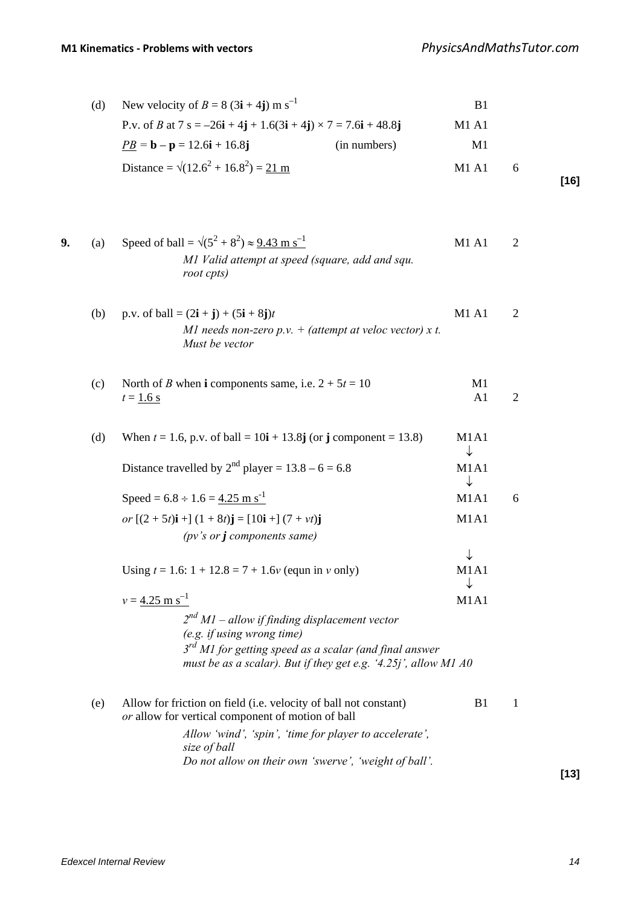| | | | | | |
|---|---|---|---|---|---|
| | (d) | New velocity of $B = 8\,(3\mathbf{i} + 4\mathbf{j})$ m s$^{-1}$ | B1 | | |
| | | P.v. of $B$ at 7 s $= -26\mathbf{i} + 4\mathbf{j} + 1.6(3\mathbf{i} + 4\mathbf{j}) \times 7 = 7.6\mathbf{i} + 48.8\mathbf{j}$ | M1 A1 | | |
| | | $\underline{PB} = \mathbf{b} - \mathbf{p} = 12.6\mathbf{i} + 16.8\mathbf{j}$ (in numbers) | M1 | | |
| | | Distance $= \sqrt{(12.6^2 + 16.8^2)} = \underline{21 \text{ m}}$ | M1 A1 | 6 | **[16]** |

| | | | | | |
|---|---|---|---|---|---|
| **9.** | (a) | Speed of ball $= \sqrt{(5^2 + 8^2)} \approx \underline{9.43 \text{ m s}^{-1}}$ | M1 A1 | 2 | |
| | | *M1 Valid attempt at speed (square, add and squ. root cpts)* | | | |
| | (b) | p.v. of ball $= (2\mathbf{i} + \mathbf{j}) + (5\mathbf{i} + 8\mathbf{j})t$ | M1 A1 | 2 | |
| | | *M1 needs non-zero p.v. + (attempt at veloc vector) x t. Must be vector* | | | |
| | (c) | North of $B$ when $\mathbf{i}$ components same, i.e. $2 + 5t = 10$ | M1 | | |
| | | $t = \underline{1.6 \text{ s}}$ | A1 | 2 | |
| | (d) | When $t = 1.6$, p.v. of ball $= 10\mathbf{i} + 13.8\mathbf{j}$ (or $\mathbf{j}$ component $= 13.8$) | M1A1 ↓ | | |
| | | Distance travelled by 2nd player $= 13.8 - 6 = 6.8$ | M1A1 ↓ | | |
| | | Speed $= 6.8 \div 1.6 = \underline{4.25 \text{ m s}^{-1}}$ | M1A1 | 6 | |
| | | *or* $[(2 + 5t)\mathbf{i} +]\ (1 + 8t)\mathbf{j} = [10\mathbf{i} +]\ (7 + vt)\mathbf{j}$ | M1A1 | | |
| | | *(pv's or* $\mathbf{j}$ *components same)* | ↓ | | |
| | | Using $t = 1.6$: $1 + 12.8 = 7 + 1.6v$ (equn in $v$ only) | M1A1 ↓ | | |
| | | $v = \underline{4.25 \text{ m s}^{-1}}$ | M1A1 | | |
| | | *2nd M1 – allow if finding displacement vector (e.g. if using wrong time)* | | | |
| | | *3rd M1 for getting speed as a scalar (and final answer must be as a scalar). But if they get e.g. '4.25j', allow M1 A0* | | | |
| | (e) | Allow for friction on field (i.e. velocity of ball not constant) *or* allow for vertical component of motion of ball | B1 | 1 | |
| | | *Allow 'wind', 'spin', 'time for player to accelerate', size of ball* | | | |
| | | *Do not allow on their own 'swerve', 'weight of ball'.* | | | **[13]** |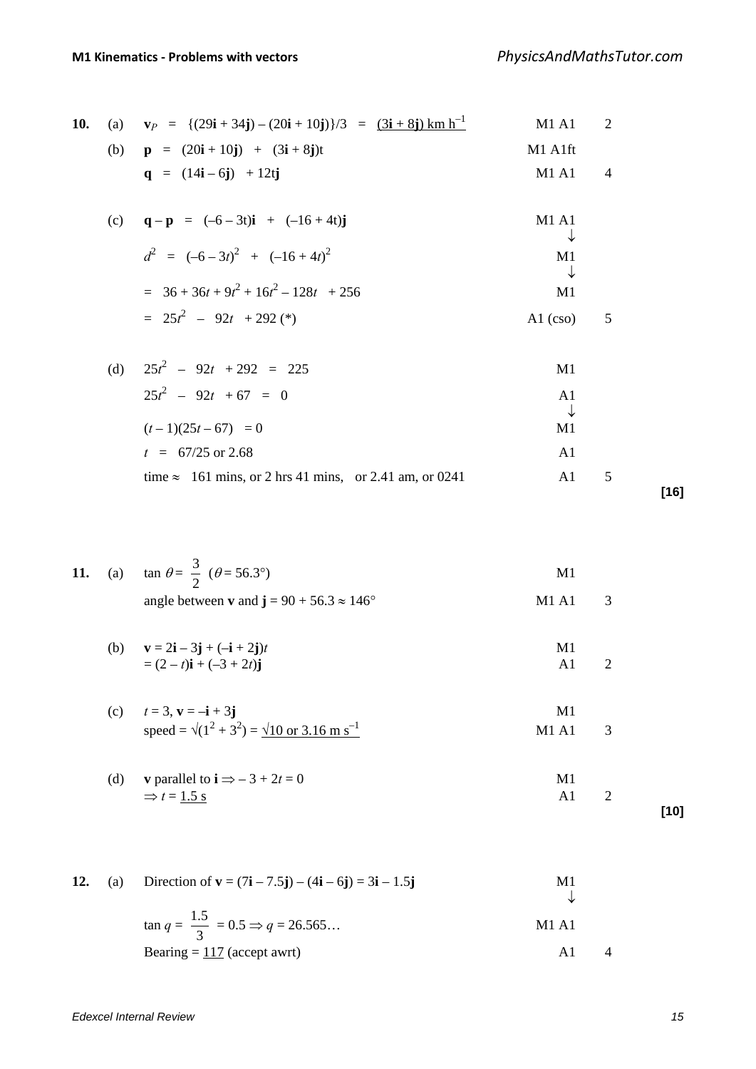| | | | | | |
|---|---|---|---|---|---|
| **10.** | (a) | $\mathbf{v}_P = \{(29\mathbf{i} + 34\mathbf{j}) - (20\mathbf{i} + 10\mathbf{j})\}/3 = \underline{(3\mathbf{i} + 8\mathbf{j})\text{ km h}^{-1}}$ | M1 A1 | 2 | |
| | (b) | $\mathbf{p} = (20\mathbf{i} + 10\mathbf{j}) + (3\mathbf{i} + 8\mathbf{j})t$ | M1 A1ft | | |
| | | $\mathbf{q} = (14\mathbf{i} - 6\mathbf{j}) + 12t\mathbf{j}$ | M1 A1 | 4 | |
| | (c) | $\mathbf{q} - \mathbf{p} = (-6 - 3t)\mathbf{i} + (-16 + 4t)\mathbf{j}$ | M1 A1 ↓ | | |
| | | $d^2 = (-6 - 3t)^2 + (-16 + 4t)^2$ | M1 ↓ | | |
| | | $= 36 + 36t + 9t^2 + 16t^2 - 128t + 256$ | M1 | | |
| | | $= 25t^2 - 92t + 292$ (*) | A1 (cso) | 5 | |
| | (d) | $25t^2 - 92t + 292 = 225$ | M1 | | |
| | | $25t^2 - 92t + 67 = 0$ | A1 ↓ | | |
| | | $(t - 1)(25t - 67) = 0$ | M1 | | |
| | | $t = 67/25$ or $2.68$ | A1 | | |
| | | time ≈ 161 mins, or 2 hrs 41 mins, or 2.41 am, or 0241 | A1 | 5 | **[16]** |

| | | | | | |
|---|---|---|---|---|---|
| **11.** | (a) | $\tan\theta = \dfrac{3}{2}$ ($\theta = 56.3°$) | M1 | | |
| | | angle between $\mathbf{v}$ and $\mathbf{j} = 90 + 56.3 \approx 146°$ | M1 A1 | 3 | |
| | (b) | $\mathbf{v} = 2\mathbf{i} - 3\mathbf{j} + (-\mathbf{i} + 2\mathbf{j})t$ | M1 | | |
| | | $= (2 - t)\mathbf{i} + (-3 + 2t)\mathbf{j}$ | A1 | 2 | |
| | (c) | $t = 3$, $\mathbf{v} = -\mathbf{i} + 3\mathbf{j}$ | M1 | | |
| | | speed $= \sqrt{(1^2 + 3^2)} = \underline{\sqrt{10} \text{ or } 3.16 \text{ m s}^{-1}}$ | M1 A1 | 3 | |
| | (d) | $\mathbf{v}$ parallel to $\mathbf{i} \Rightarrow -3 + 2t = 0$ | M1 | | |
| | | $\Rightarrow t = \underline{1.5 \text{ s}}$ | A1 | 2 | **[10]** |

| | | | | |
|---|---|---|---|---|
| **12.** | (a) | Direction of $\mathbf{v} = (7\mathbf{i} - 7.5\mathbf{j}) - (4\mathbf{i} - 6\mathbf{j}) = 3\mathbf{i} - 1.5\mathbf{j}$ | M1 ↓ | |
| | | $\tan q = \dfrac{1.5}{3} = 0.5 \Rightarrow q = 26.565\ldots$ | M1 A1 | |
| | | Bearing = $\underline{117}$ (accept awrt) | A1 | 4 |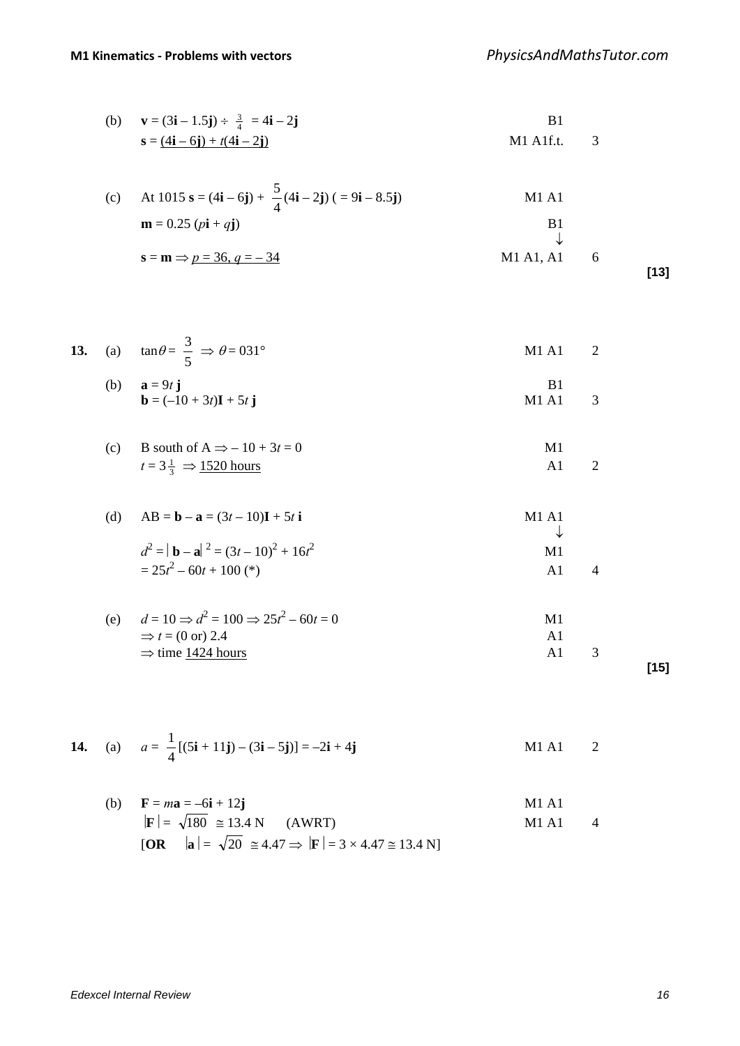(b) $\mathbf{v} = (3\mathbf{i} - 1.5\mathbf{j}) \div \frac{3}{4} = 4\mathbf{i} - 2\mathbf{j}$ B1

$\mathbf{s} = \underline{(4\mathbf{i} - 6\mathbf{j}) + t(4\mathbf{i} - 2\mathbf{j})}$ M1 A1f.t. 3

(c) At 1015 $\mathbf{s} = (4\mathbf{i} - 6\mathbf{j}) + \frac{5}{4}(4\mathbf{i} - 2\mathbf{j})$ ( $= 9\mathbf{i} - 8.5\mathbf{j}$) M1 A1

$\mathbf{m} = 0.25\,(p\mathbf{i} + q\mathbf{j})$ B1 ↓

$\mathbf{s} = \mathbf{m} \Rightarrow \underline{p = 36}, \underline{q = -34}$ M1 A1, A1 6

**[13]**

**13.** (a) $\tan\theta = \frac{3}{5} \Rightarrow \theta = 031°$ M1 A1 2

(b) $\mathbf{a} = 9t\,\mathbf{j}$ B1

$\mathbf{b} = (-10 + 3t)\mathbf{I} + 5t\,\mathbf{j}$ M1 A1 3

(c) B south of A $\Rightarrow -10 + 3t = 0$ M1

$t = 3\frac{1}{3} \Rightarrow \underline{1520 \text{ hours}}$ A1 2

(d) $\text{AB} = \mathbf{b} - \mathbf{a} = (3t - 10)\mathbf{I} + 5t\,\mathbf{i}$ M1 A1 ↓

$d^2 = |\,\mathbf{b} - \mathbf{a}|^2 = (3t - 10)^2 + 16t^2$ M1

$= 25t^2 - 60t + 100$ (*) A1 4

(e) $d = 10 \Rightarrow d^2 = 100 \Rightarrow 25t^2 - 60t = 0$ M1

$\Rightarrow t = (0 \text{ or})\ 2.4$ A1

$\Rightarrow$ time $\underline{1424 \text{ hours}}$ A1 3

**[15]**

**14.** (a) $a = \frac{1}{4}[(5\mathbf{i} + 11\mathbf{j}) - (3\mathbf{i} - 5\mathbf{j})] = -2\mathbf{i} + 4\mathbf{j}$ M1 A1 2

(b) $\mathbf{F} = m\mathbf{a} = -6\mathbf{i} + 12\mathbf{j}$ M1 A1

$|\mathbf{F}| = \sqrt{180} \cong 13.4$ N (AWRT) M1 A1 4

[**OR** $|\mathbf{a}| = \sqrt{20} \cong 4.47 \Rightarrow |\mathbf{F}| = 3 \times 4.47 \cong 13.4$ N]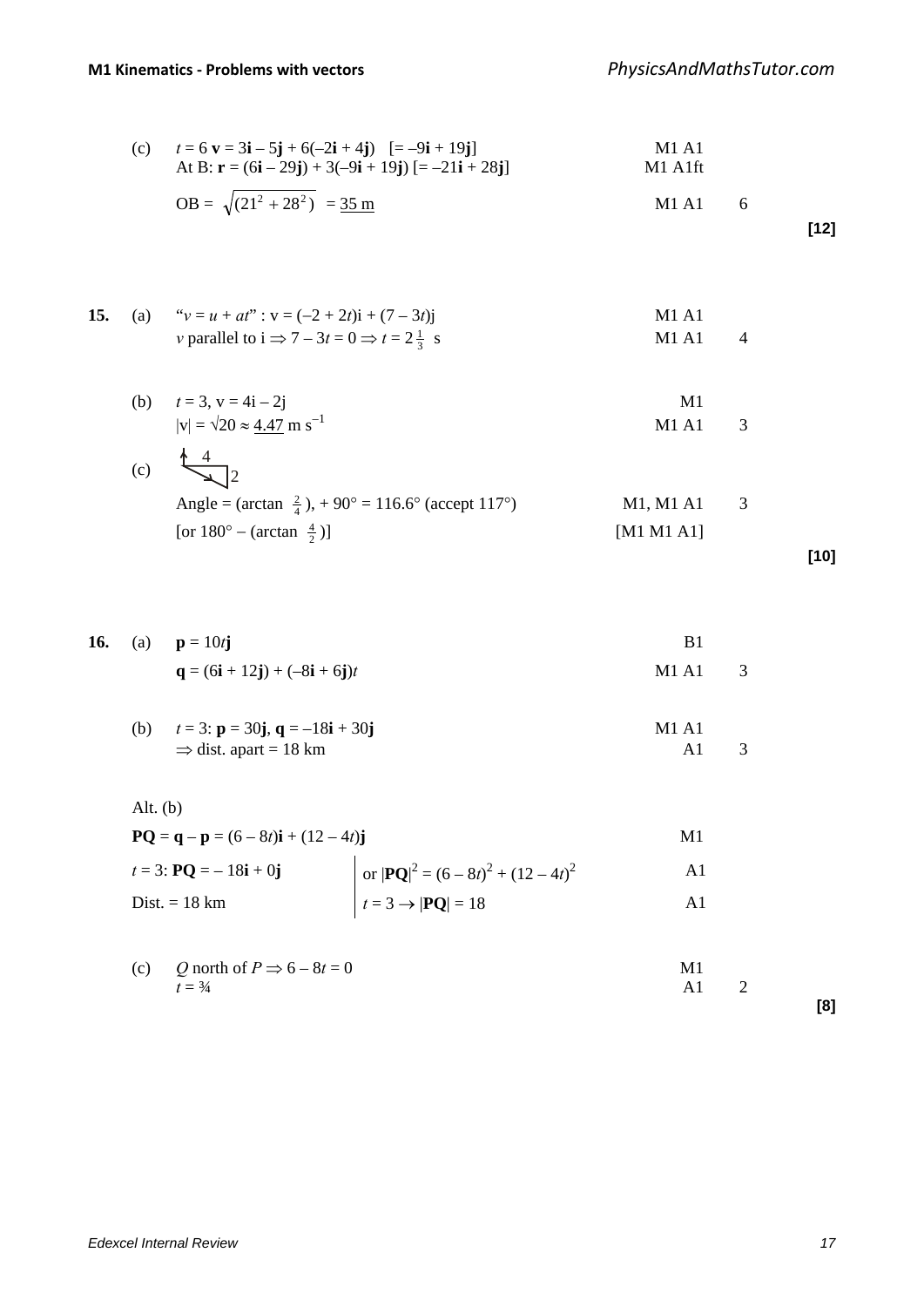| | | | | | |
|---|---|---|---|---|---|
| | (c) | $t = 6$ $\mathbf{v} = 3\mathbf{i} - 5\mathbf{j} + 6(-2\mathbf{i} + 4\mathbf{j})$ $[= -9\mathbf{i} + 19\mathbf{j}]$<br>At B: $\mathbf{r} = (6\mathbf{i} - 29\mathbf{j}) + 3(-9\mathbf{i} + 19\mathbf{j})$ $[= -21\mathbf{i} + 28\mathbf{j}]$ | M1 A1<br>M1 A1ft | | |
| | | OB = $\sqrt{(21^2 + 28^2)}$ = <u>35 m</u> | M1 A1 | 6 | |
| | | | | | **[12]** |
| **15.** | (a) | "$v = u + at$" : $\mathrm{v} = (-2 + 2t)\mathrm{i} + (7 - 3t)\mathrm{j}$<br>$v$ parallel to i $\Rightarrow 7 - 3t = 0 \Rightarrow t = 2\frac{1}{3}$ s | M1 A1<br>M1 A1 | 4 | |
| | (b) | $t = 3$, $\mathrm{v} = 4\mathrm{i} - 2\mathrm{j}$<br>$\lvert \mathrm{v} \rvert = \sqrt{20} \approx$ <u>4.47</u> m s$^{-1}$ | M1<br>M1 A1 | 3 | |
| | (c) | [diagram: triangle with sides 4 and 2]<br>Angle = (arctan $\frac{2}{4}$), + 90° = 116.6° (accept 117°)<br>[or 180° – (arctan $\frac{4}{2}$)] | M1, M1 A1<br>[M1 M1 A1] | 3 | |
| | | | | | **[10]** |
| **16.** | (a) | $\mathbf{p} = 10t\mathbf{j}$<br>$\mathbf{q} = (6\mathbf{i} + 12\mathbf{j}) + (-8\mathbf{i} + 6\mathbf{j})t$ | B1<br>M1 A1 | 3 | |
| | (b) | $t = 3$: $\mathbf{p} = 30\mathbf{j}$, $\mathbf{q} = -18\mathbf{i} + 30\mathbf{j}$<br>$\Rightarrow$ dist. apart = 18 km | M1 A1<br>A1 | 3 | |
| | Alt. (b) | $\mathbf{PQ} = \mathbf{q} - \mathbf{p} = (6 - 8t)\mathbf{i} + (12 - 4t)\mathbf{j}$ | M1 | | |
| | | $t = 3$: $\mathbf{PQ} = -18\mathbf{i} + 0\mathbf{j}$ &nbsp; or $\lvert\mathbf{PQ}\rvert^2 = (6 - 8t)^2 + (12 - 4t)^2$ | A1 | | |
| | | Dist. = 18 km &nbsp; $t = 3 \rightarrow \lvert\mathbf{PQ}\rvert = 18$ | A1 | | |
| | (c) | $Q$ north of $P \Rightarrow 6 - 8t = 0$<br>$t = \frac{3}{4}$ | M1<br>A1 | 2 | |
| | | | | | **[8]** |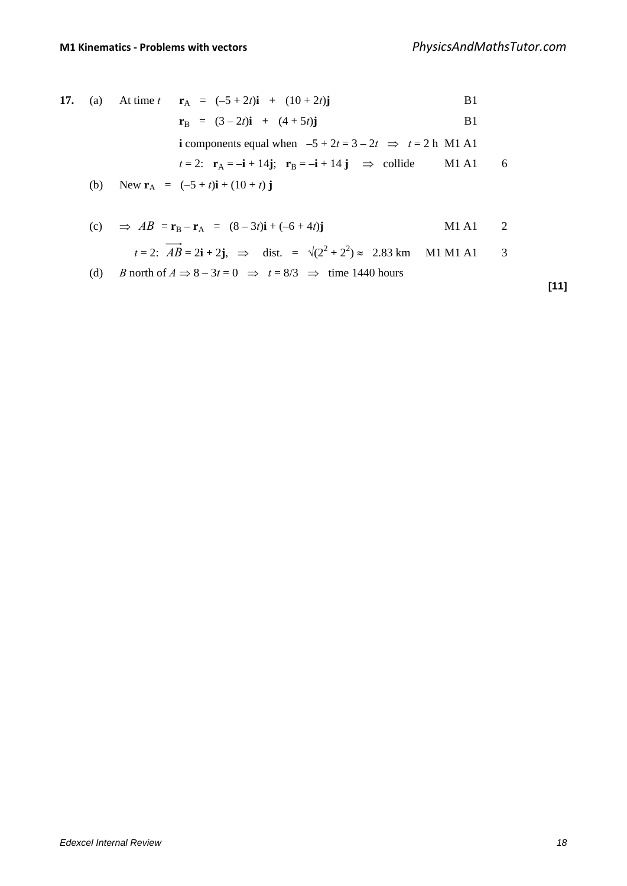**17.** (a) At time $t$ $\quad \mathbf{r}_A = (-5 + 2t)\mathbf{i} + (10 + 2t)\mathbf{j}$ B1

$\mathbf{r}_B = (3 - 2t)\mathbf{i} + (4 + 5t)\mathbf{j}$ B1

**i** components equal when $-5 + 2t = 3 - 2t \Rightarrow t = 2$ h M1 A1

$t = 2$: $\mathbf{r}_A = -\mathbf{i} + 14\mathbf{j}$; $\mathbf{r}_B = -\mathbf{i} + 14\mathbf{j} \Rightarrow$ collide M1 A1 6

(b) New $\mathbf{r}_A = (-5 + t)\mathbf{i} + (10 + t)\mathbf{j}$

(c) $\Rightarrow AB = \mathbf{r}_B - \mathbf{r}_A = (8 - 3t)\mathbf{i} + (-6 + 4t)\mathbf{j}$ M1 A1 2

$t = 2$: $\overrightarrow{AB} = 2\mathbf{i} + 2\mathbf{j}$, $\Rightarrow$ dist. $= \sqrt{(2^2 + 2^2)} \approx 2.83$ km M1 M1 A1 3

(d) $B$ north of $A \Rightarrow 8 - 3t = 0 \Rightarrow t = 8/3 \Rightarrow$ time 1440 hours

**[11]**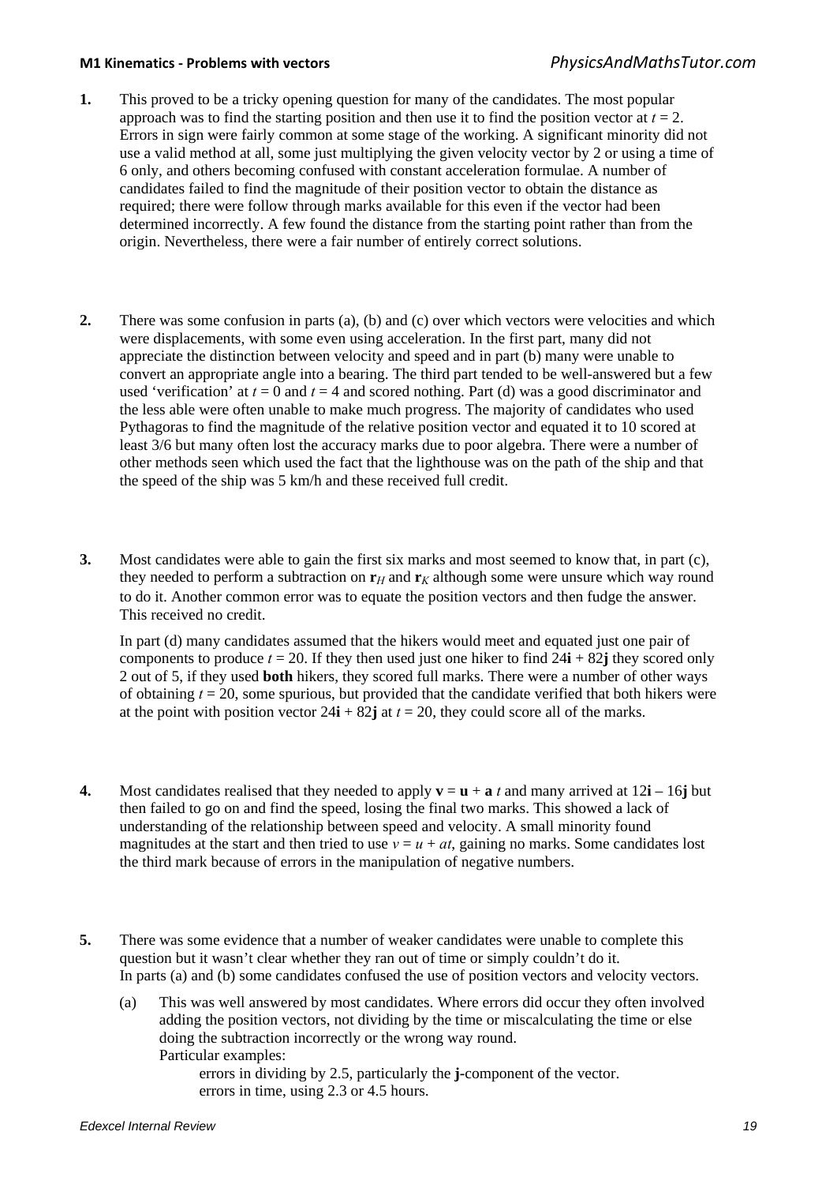1. This proved to be a tricky opening question for many of the candidates. The most popular approach was to find the starting position and then use it to find the position vector at $t = 2$. Errors in sign were fairly common at some stage of the working. A significant minority did not use a valid method at all, some just multiplying the given velocity vector by 2 or using a time of 6 only, and others becoming confused with constant acceleration formulae. A number of candidates failed to find the magnitude of their position vector to obtain the distance as required; there were follow through marks available for this even if the vector had been determined incorrectly. A few found the distance from the starting point rather than from the origin. Nevertheless, there were a fair number of entirely correct solutions.

2. There was some confusion in parts (a), (b) and (c) over which vectors were velocities and which were displacements, with some even using acceleration. In the first part, many did not appreciate the distinction between velocity and speed and in part (b) many were unable to convert an appropriate angle into a bearing. The third part tended to be well-answered but a few used 'verification' at $t = 0$ and $t = 4$ and scored nothing. Part (d) was a good discriminator and the less able were often unable to make much progress. The majority of candidates who used Pythagoras to find the magnitude of the relative position vector and equated it to 10 scored at least 3/6 but many often lost the accuracy marks due to poor algebra. There were a number of other methods seen which used the fact that the lighthouse was on the path of the ship and that the speed of the ship was 5 km/h and these received full credit.

3. Most candidates were able to gain the first six marks and most seemed to know that, in part (c), they needed to perform a subtraction on $\mathbf{r}_H$ and $\mathbf{r}_K$ although some were unsure which way round to do it. Another common error was to equate the position vectors and then fudge the answer. This received no credit.

   In part (d) many candidates assumed that the hikers would meet and equated just one pair of components to produce $t = 20$. If they then used just one hiker to find $24\mathbf{i} + 82\mathbf{j}$ they scored only 2 out of 5, if they used **both** hikers, they scored full marks. There were a number of other ways of obtaining $t = 20$, some spurious, but provided that the candidate verified that both hikers were at the point with position vector $24\mathbf{i} + 82\mathbf{j}$ at $t = 20$, they could score all of the marks.

4. Most candidates realised that they needed to apply $\mathbf{v} = \mathbf{u} + \mathbf{a}\,t$ and many arrived at $12\mathbf{i} - 16\mathbf{j}$ but then failed to go on and find the speed, losing the final two marks. This showed a lack of understanding of the relationship between speed and velocity. A small minority found magnitudes at the start and then tried to use $v = u + at$, gaining no marks. Some candidates lost the third mark because of errors in the manipulation of negative numbers.

5. There was some evidence that a number of weaker candidates were unable to complete this question but it wasn't clear whether they ran out of time or simply couldn't do it.
   In parts (a) and (b) some candidates confused the use of position vectors and velocity vectors.

   (a) This was well answered by most candidates. Where errors did occur they often involved adding the position vectors, not dividing by the time or miscalculating the time or else doing the subtraction incorrectly or the wrong way round.
   Particular examples:
   errors in dividing by 2.5, particularly the **j**-component of the vector.
   errors in time, using 2.3 or 4.5 hours.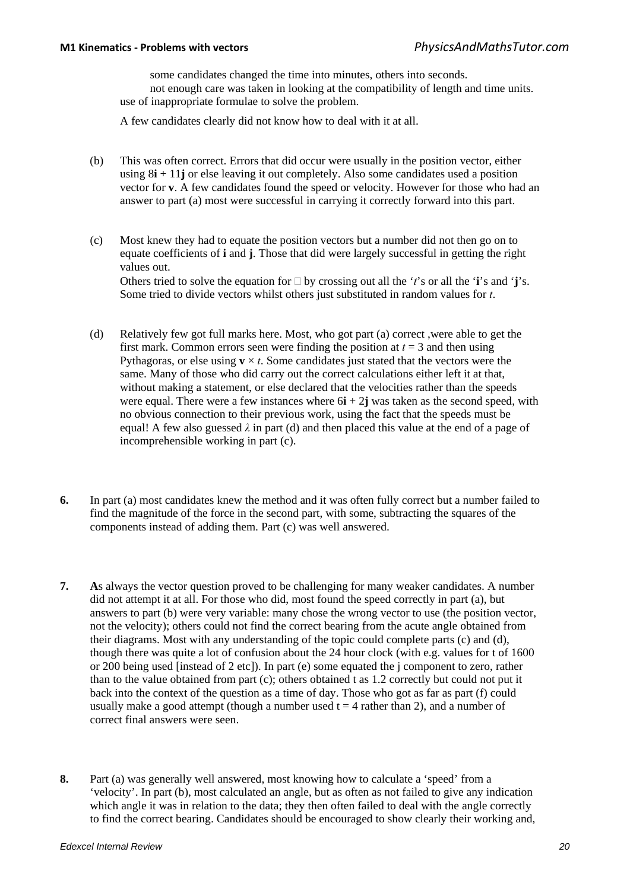some candidates changed the time into minutes, others into seconds.

not enough care was taken in looking at the compatibility of length and time units.

use of inappropriate formulae to solve the problem.

A few candidates clearly did not know how to deal with it at all.

(b) This was often correct. Errors that did occur were usually in the position vector, either using $8\mathbf{i} + 11\mathbf{j}$ or else leaving it out completely. Also some candidates used a position vector for $\mathbf{v}$. A few candidates found the speed or velocity. However for those who had an answer to part (a) most were successful in carrying it correctly forward into this part.

(c) Most knew they had to equate the position vectors but a number did not then go on to equate coefficients of $\mathbf{i}$ and $\mathbf{j}$. Those that did were largely successful in getting the right values out.
Others tried to solve the equation for □ by crossing out all the '$t$'s or all the '$\mathbf{i}$'s and '$\mathbf{j}$'s. Some tried to divide vectors whilst others just substituted in random values for $t$.

(d) Relatively few got full marks here. Most, who got part (a) correct ,were able to get the first mark. Common errors seen were finding the position at $t = 3$ and then using Pythagoras, or else using $\mathbf{v} \times t$. Some candidates just stated that the vectors were the same. Many of those who did carry out the correct calculations either left it at that, without making a statement, or else declared that the velocities rather than the speeds were equal. There were a few instances where $6\mathbf{i} + 2\mathbf{j}$ was taken as the second speed, with no obvious connection to their previous work, using the fact that the speeds must be equal! A few also guessed $\lambda$ in part (d) and then placed this value at the end of a page of incomprehensible working in part (c).

**6.** In part (a) most candidates knew the method and it was often fully correct but a number failed to find the magnitude of the force in the second part, with some, subtracting the squares of the components instead of adding them. Part (c) was well answered.

**7.** **A**s always the vector question proved to be challenging for many weaker candidates. A number did not attempt it at all. For those who did, most found the speed correctly in part (a), but answers to part (b) were very variable: many chose the wrong vector to use (the position vector, not the velocity); others could not find the correct bearing from the acute angle obtained from their diagrams. Most with any understanding of the topic could complete parts (c) and (d), though there was quite a lot of confusion about the 24 hour clock (with e.g. values for t of 1600 or 200 being used [instead of 2 etc]). In part (e) some equated the j component to zero, rather than to the value obtained from part (c); others obtained t as 1.2 correctly but could not put it back into the context of the question as a time of day. Those who got as far as part (f) could usually make a good attempt (though a number used $t = 4$ rather than 2), and a number of correct final answers were seen.

**8.** Part (a) was generally well answered, most knowing how to calculate a 'speed' from a 'velocity'. In part (b), most calculated an angle, but as often as not failed to give any indication which angle it was in relation to the data; they then often failed to deal with the angle correctly to find the correct bearing. Candidates should be encouraged to show clearly their working and,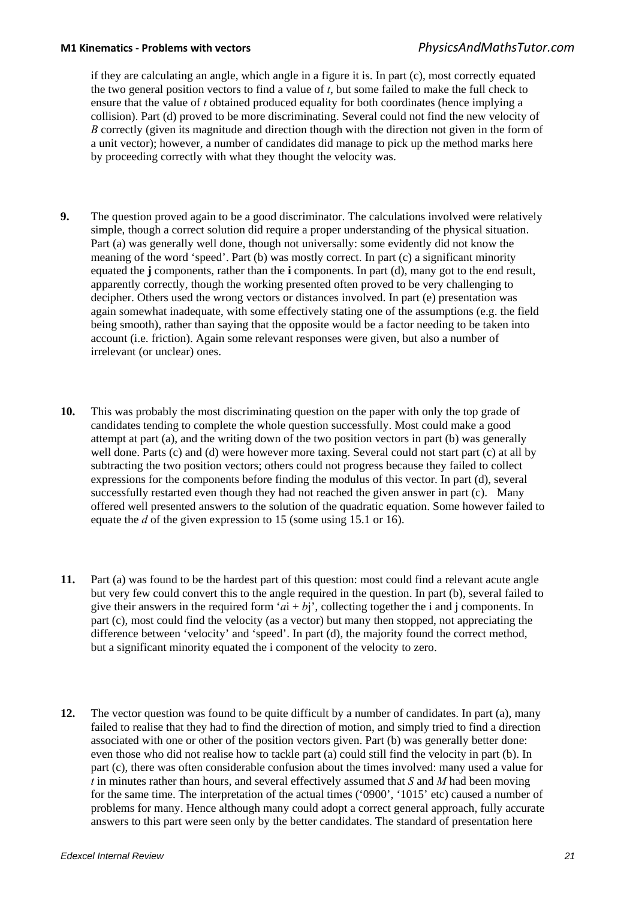if they are calculating an angle, which angle in a figure it is. In part (c), most correctly equated the two general position vectors to find a value of $t$, but some failed to make the full check to ensure that the value of $t$ obtained produced equality for both coordinates (hence implying a collision). Part (d) proved to be more discriminating. Several could not find the new velocity of $B$ correctly (given its magnitude and direction though with the direction not given in the form of a unit vector); however, a number of candidates did manage to pick up the method marks here by proceeding correctly with what they thought the velocity was.

**9.** The question proved again to be a good discriminator. The calculations involved were relatively simple, though a correct solution did require a proper understanding of the physical situation. Part (a) was generally well done, though not universally: some evidently did not know the meaning of the word 'speed'. Part (b) was mostly correct. In part (c) a significant minority equated the **j** components, rather than the **i** components. In part (d), many got to the end result, apparently correctly, though the working presented often proved to be very challenging to decipher. Others used the wrong vectors or distances involved. In part (e) presentation was again somewhat inadequate, with some effectively stating one of the assumptions (e.g. the field being smooth), rather than saying that the opposite would be a factor needing to be taken into account (i.e. friction). Again some relevant responses were given, but also a number of irrelevant (or unclear) ones.

**10.** This was probably the most discriminating question on the paper with only the top grade of candidates tending to complete the whole question successfully. Most could make a good attempt at part (a), and the writing down of the two position vectors in part (b) was generally well done. Parts (c) and (d) were however more taxing. Several could not start part (c) at all by subtracting the two position vectors; others could not progress because they failed to collect expressions for the components before finding the modulus of this vector. In part (d), several successfully restarted even though they had not reached the given answer in part (c). Many offered well presented answers to the solution of the quadratic equation. Some however failed to equate the $d$ of the given expression to 15 (some using 15.1 or 16).

**11.** Part (a) was found to be the hardest part of this question: most could find a relevant acute angle but very few could convert this to the angle required in the question. In part (b), several failed to give their answers in the required form '$a$i + $b$j', collecting together the i and j components. In part (c), most could find the velocity (as a vector) but many then stopped, not appreciating the difference between 'velocity' and 'speed'. In part (d), the majority found the correct method, but a significant minority equated the i component of the velocity to zero.

**12.** The vector question was found to be quite difficult by a number of candidates. In part (a), many failed to realise that they had to find the direction of motion, and simply tried to find a direction associated with one or other of the position vectors given. Part (b) was generally better done: even those who did not realise how to tackle part (a) could still find the velocity in part (b). In part (c), there was often considerable confusion about the times involved: many used a value for $t$ in minutes rather than hours, and several effectively assumed that $S$ and $M$ had been moving for the same time. The interpretation of the actual times ('0900', '1015' etc) caused a number of problems for many. Hence although many could adopt a correct general approach, fully accurate answers to this part were seen only by the better candidates. The standard of presentation here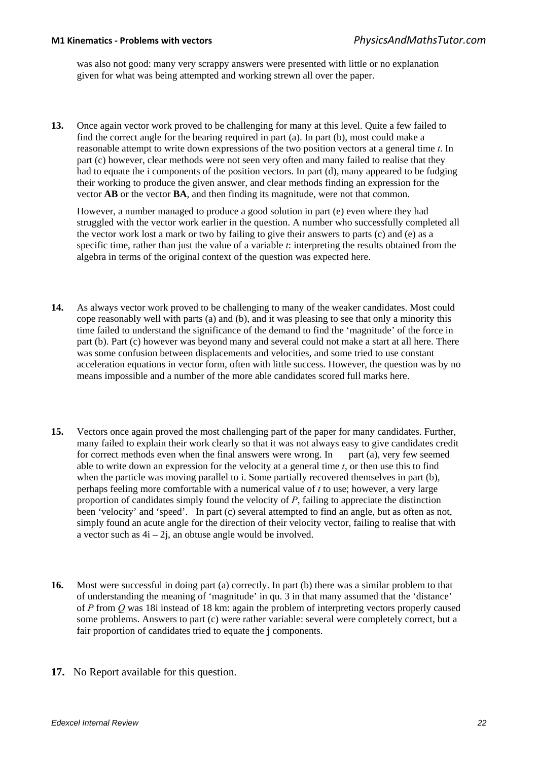was also not good: many very scrappy answers were presented with little or no explanation given for what was being attempted and working strewn all over the paper.

**13.** Once again vector work proved to be challenging for many at this level. Quite a few failed to find the correct angle for the bearing required in part (a). In part (b), most could make a reasonable attempt to write down expressions of the two position vectors at a general time $t$. In part (c) however, clear methods were not seen very often and many failed to realise that they had to equate the i components of the position vectors. In part (d), many appeared to be fudging their working to produce the given answer, and clear methods finding an expression for the vector **AB** or the vector **BA**, and then finding its magnitude, were not that common.

However, a number managed to produce a good solution in part (e) even where they had struggled with the vector work earlier in the question. A number who successfully completed all the vector work lost a mark or two by failing to give their answers to parts (c) and (e) as a specific time, rather than just the value of a variable $t$: interpreting the results obtained from the algebra in terms of the original context of the question was expected here.

**14.** As always vector work proved to be challenging to many of the weaker candidates. Most could cope reasonably well with parts (a) and (b), and it was pleasing to see that only a minority this time failed to understand the significance of the demand to find the 'magnitude' of the force in part (b). Part (c) however was beyond many and several could not make a start at all here. There was some confusion between displacements and velocities, and some tried to use constant acceleration equations in vector form, often with little success. However, the question was by no means impossible and a number of the more able candidates scored full marks here.

**15.** Vectors once again proved the most challenging part of the paper for many candidates. Further, many failed to explain their work clearly so that it was not always easy to give candidates credit for correct methods even when the final answers were wrong. In part (a), very few seemed able to write down an expression for the velocity at a general time $t$, or then use this to find when the particle was moving parallel to i. Some partially recovered themselves in part (b), perhaps feeling more comfortable with a numerical value of $t$ to use; however, a very large proportion of candidates simply found the velocity of $P$, failing to appreciate the distinction been 'velocity' and 'speed'. In part (c) several attempted to find an angle, but as often as not, simply found an acute angle for the direction of their velocity vector, failing to realise that with a vector such as $4\mathbf{i} - 2\mathbf{j}$, an obtuse angle would be involved.

**16.** Most were successful in doing part (a) correctly. In part (b) there was a similar problem to that of understanding the meaning of 'magnitude' in qu. 3 in that many assumed that the 'distance' of $P$ from $Q$ was 18i instead of 18 km: again the problem of interpreting vectors properly caused some problems. Answers to part (c) were rather variable: several were completely correct, but a fair proportion of candidates tried to equate the **j** components.

**17.** No Report available for this question.